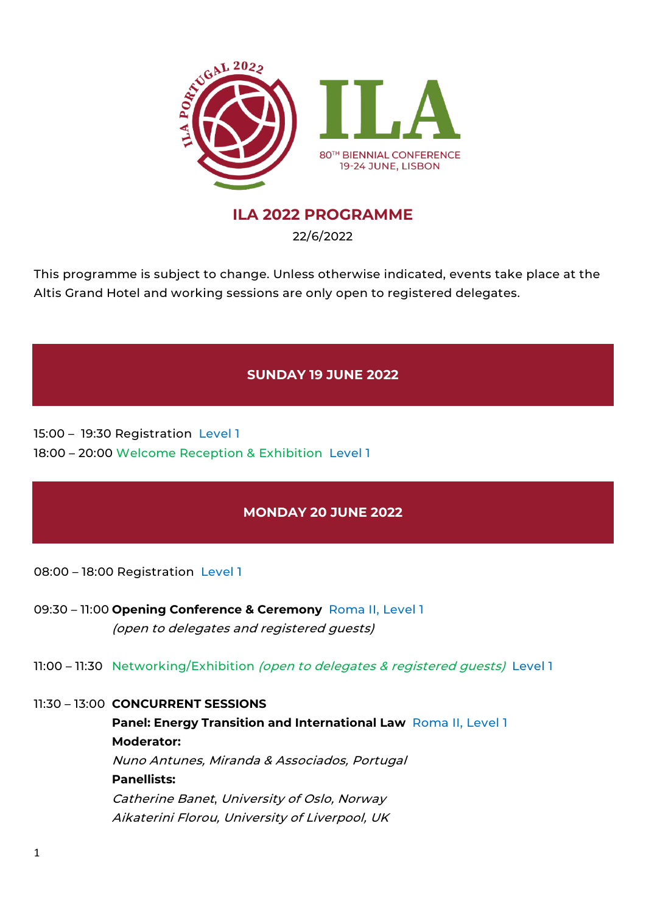ILA PORTUGAL 2022

# ILA

80TH BIENNIAL CONFERENCE
19-24 JUNE, LISBON

## ILA 2022 PROGRAMME

22/6/2022

This programme is subject to change. Unless otherwise indicated, events take place at the Altis Grand Hotel and working sessions are only open to registered delegates.

## SUNDAY 19 JUNE 2022

15:00 – 19:30 Registration Level 1

18:00 – 20:00 Welcome Reception & Exhibition Level 1

## MONDAY 20 JUNE 2022

08:00 – 18:00 Registration Level 1

09:30 – 11:00 **Opening Conference & Ceremony** Roma II, Level 1
*(open to delegates and registered guests)*

11:00 – 11:30 Networking/Exhibition *(open to delegates & registered guests)* Level 1

11:30 – 13:00 **CONCURRENT SESSIONS**

**Panel: Energy Transition and International Law** Roma II, Level 1

**Moderator:**

*Nuno Antunes, Miranda & Associados, Portugal*

**Panellists:**

*Catherine Banet, University of Oslo, Norway*

*Aikaterini Florou, University of Liverpool, UK*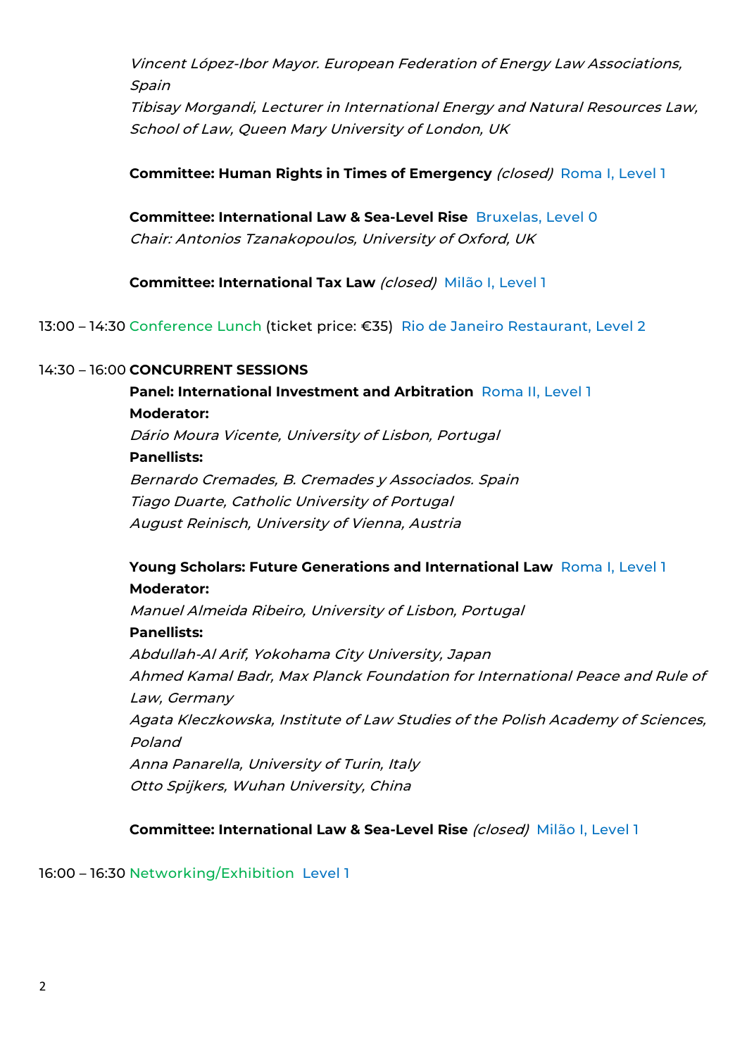*Vincent López-Ibor Mayor. European Federation of Energy Law Associations, Spain*
*Tibisay Morgandi, Lecturer in International Energy and Natural Resources Law, School of Law, Queen Mary University of London, UK*

**Committee: Human Rights in Times of Emergency** *(closed)* Roma I, Level 1

**Committee: International Law & Sea-Level Rise** Bruxelas, Level 0
*Chair: Antonios Tzanakopoulos, University of Oxford, UK*

**Committee: International Tax Law** *(closed)* Milão I, Level 1

13:00 – 14:30 Conference Lunch (ticket price: €35) Rio de Janeiro Restaurant, Level 2

14:30 – 16:00 **CONCURRENT SESSIONS**

**Panel: International Investment and Arbitration** Roma II, Level 1
**Moderator:**
*Dário Moura Vicente, University of Lisbon, Portugal*
**Panellists:**
*Bernardo Cremades, B. Cremades y Associados. Spain*
*Tiago Duarte, Catholic University of Portugal*
*August Reinisch, University of Vienna, Austria*

**Young Scholars: Future Generations and International Law** Roma I, Level 1
**Moderator:**
*Manuel Almeida Ribeiro, University of Lisbon, Portugal*
**Panellists:**
*Abdullah-Al Arif, Yokohama City University, Japan*
*Ahmed Kamal Badr, Max Planck Foundation for International Peace and Rule of Law, Germany*
*Agata Kleczkowska, Institute of Law Studies of the Polish Academy of Sciences, Poland*
*Anna Panarella, University of Turin, Italy*
*Otto Spijkers, Wuhan University, China*

**Committee: International Law & Sea-Level Rise** *(closed)* Milão I, Level 1

16:00 – 16:30 Networking/Exhibition Level 1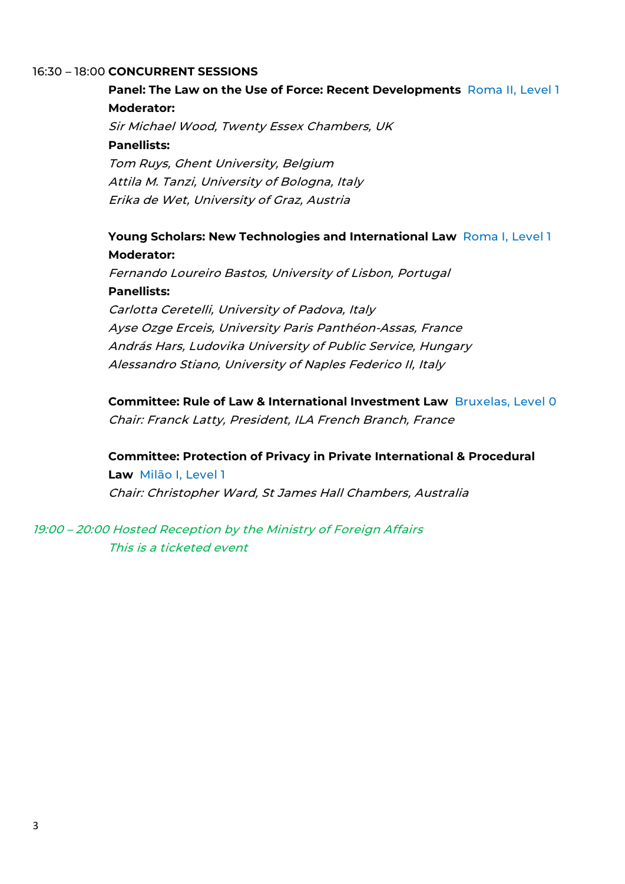16:30 – 18:00 **CONCURRENT SESSIONS**

**Panel: The Law on the Use of Force: Recent Developments** Roma II, Level 1

**Moderator:**

*Sir Michael Wood, Twenty Essex Chambers, UK*

**Panellists:**

*Tom Ruys, Ghent University, Belgium*

*Attila M. Tanzi, University of Bologna, Italy*

*Erika de Wet, University of Graz, Austria*

**Young Scholars: New Technologies and International Law** Roma I, Level 1

**Moderator:**

*Fernando Loureiro Bastos, University of Lisbon, Portugal*

**Panellists:**

*Carlotta Ceretelli, University of Padova, Italy*

*Ayse Ozge Erceis, University Paris Panthéon-Assas, France*

*András Hars, Ludovika University of Public Service, Hungary*

*Alessandro Stiano, University of Naples Federico II, Italy*

**Committee: Rule of Law & International Investment Law** Bruxelas, Level 0

*Chair: Franck Latty, President, ILA French Branch, France*

**Committee: Protection of Privacy in Private International & Procedural Law** Milão I, Level 1

*Chair: Christopher Ward, St James Hall Chambers, Australia*

*19:00 – 20:00 Hosted Reception by the Ministry of Foreign Affairs*

*This is a ticketed event*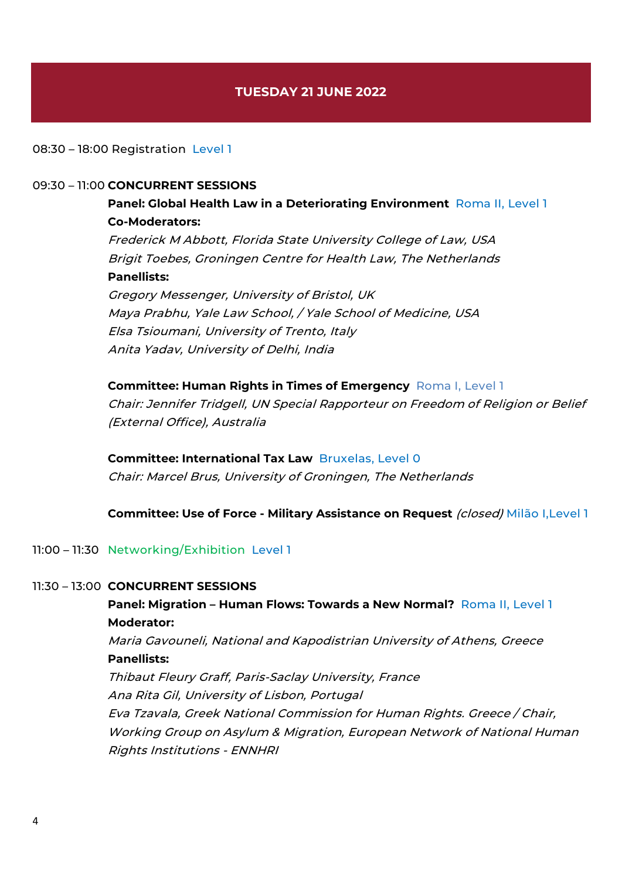# TUESDAY 21 JUNE 2022

08:30 – 18:00 Registration Level 1

09:30 – 11:00 **CONCURRENT SESSIONS**

**Panel: Global Health Law in a Deteriorating Environment** Roma II, Level 1

**Co-Moderators:**

*Frederick M Abbott, Florida State University College of Law, USA*
*Brigit Toebes, Groningen Centre for Health Law, The Netherlands*

**Panellists:**

*Gregory Messenger, University of Bristol, UK*
*Maya Prabhu, Yale Law School, / Yale School of Medicine, USA*
*Elsa Tsioumani, University of Trento, Italy*
*Anita Yadav, University of Delhi, India*

**Committee: Human Rights in Times of Emergency** Roma I, Level 1

*Chair: Jennifer Tridgell, UN Special Rapporteur on Freedom of Religion or Belief (External Office), Australia*

**Committee: International Tax Law** Bruxelas, Level 0

*Chair: Marcel Brus, University of Groningen, The Netherlands*

**Committee: Use of Force - Military Assistance on Request** *(closed)* Milão I,Level 1

11:00 – 11:30 Networking/Exhibition Level 1

11:30 – 13:00 **CONCURRENT SESSIONS**

**Panel: Migration – Human Flows: Towards a New Normal?** Roma II, Level 1

**Moderator:**

*Maria Gavouneli, National and Kapodistrian University of Athens, Greece*

**Panellists:**

*Thibaut Fleury Graff, Paris-Saclay University, France*
*Ana Rita Gil, University of Lisbon, Portugal*
*Eva Tzavala, Greek National Commission for Human Rights. Greece / Chair, Working Group on Asylum & Migration, European Network of National Human Rights Institutions - ENNHRI*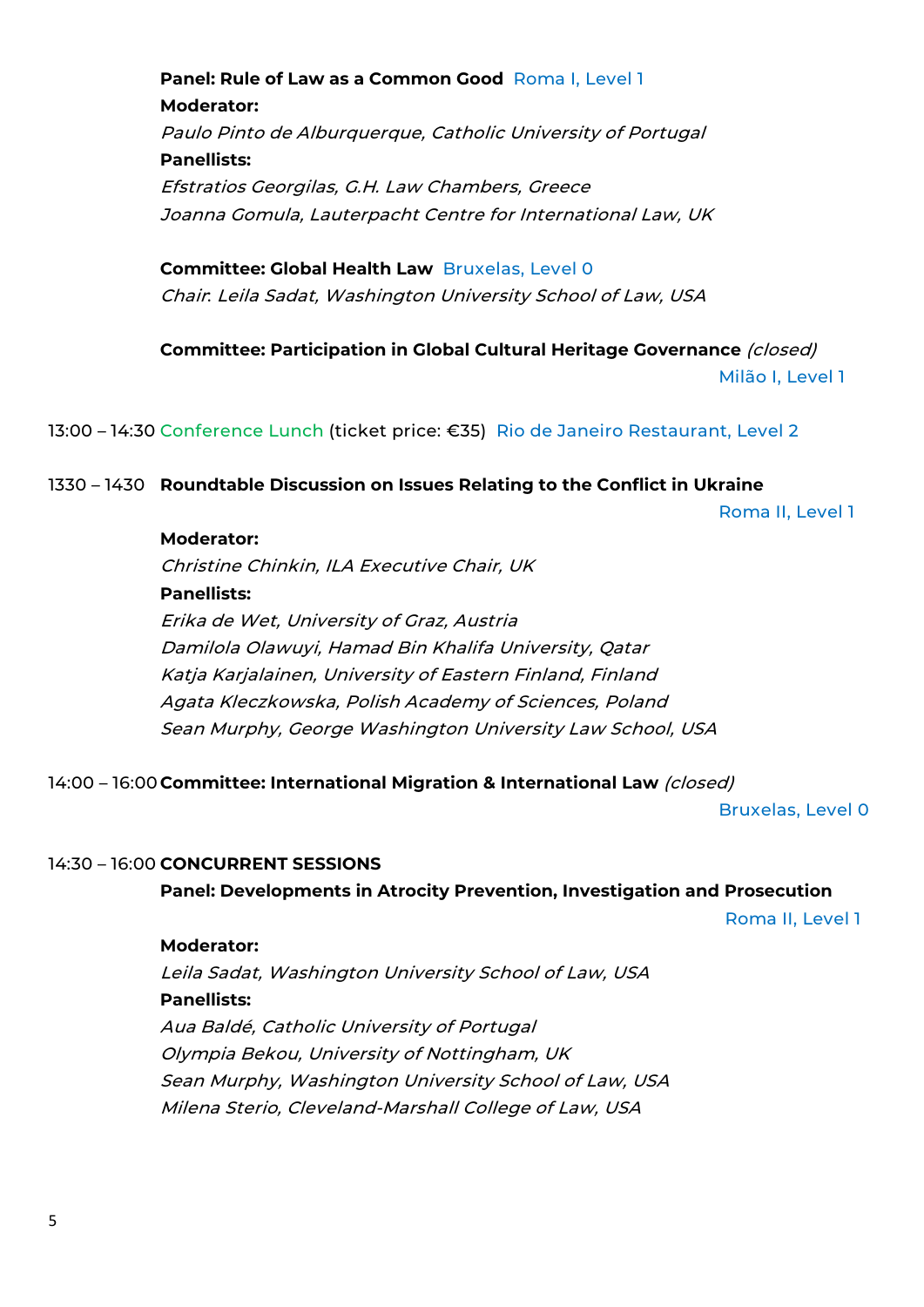**Panel: Rule of Law as a Common Good** Roma I, Level 1

**Moderator:**

*Paulo Pinto de Alburquerque, Catholic University of Portugal*

**Panellists:**

*Efstratios Georgilas, G.H. Law Chambers, Greece*

*Joanna Gomula, Lauterpacht Centre for International Law, UK*

**Committee: Global Health Law** Bruxelas, Level 0

*Chair: Leila Sadat, Washington University School of Law, USA*

**Committee: Participation in Global Cultural Heritage Governance** *(closed)*

Milão I, Level 1

13:00 – 14:30 Conference Lunch (ticket price: €35) Rio de Janeiro Restaurant, Level 2

1330 – 1430 **Roundtable Discussion on Issues Relating to the Conflict in Ukraine**

Roma II, Level 1

**Moderator:**

*Christine Chinkin, ILA Executive Chair, UK*

**Panellists:**

*Erika de Wet, University of Graz, Austria*

*Damilola Olawuyi, Hamad Bin Khalifa University, Qatar*

*Katja Karjalainen, University of Eastern Finland, Finland*

*Agata Kleczkowska, Polish Academy of Sciences, Poland*

*Sean Murphy, George Washington University Law School, USA*

14:00 – 16:00 **Committee: International Migration & International Law** *(closed)*

Bruxelas, Level 0

14:30 – 16:00 **CONCURRENT SESSIONS**

**Panel: Developments in Atrocity Prevention, Investigation and Prosecution**

Roma II, Level 1

**Moderator:**

*Leila Sadat, Washington University School of Law, USA*

**Panellists:**

*Aua Baldé, Catholic University of Portugal*

*Olympia Bekou, University of Nottingham, UK*

*Sean Murphy, Washington University School of Law, USA*

*Milena Sterio, Cleveland-Marshall College of Law, USA*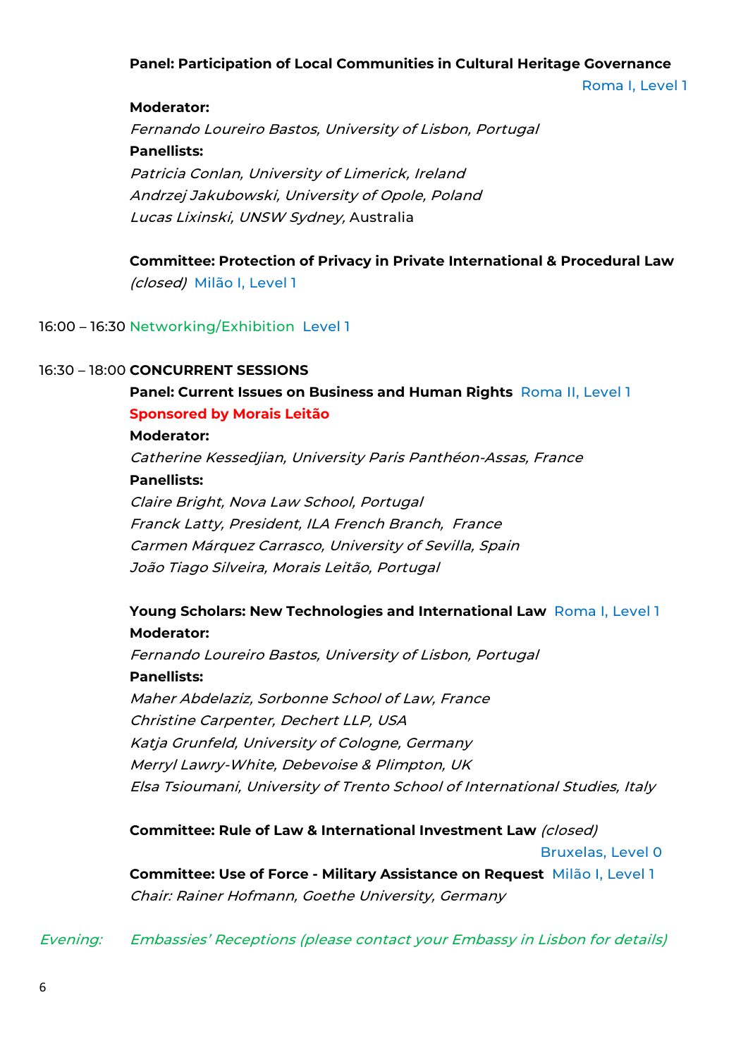**Panel: Participation of Local Communities in Cultural Heritage Governance**
Roma I, Level 1

**Moderator:**
*Fernando Loureiro Bastos, University of Lisbon, Portugal*
**Panellists:**
*Patricia Conlan, University of Limerick, Ireland*
*Andrzej Jakubowski, University of Opole, Poland*
*Lucas Lixinski, UNSW Sydney,* Australia

**Committee: Protection of Privacy in Private International & Procedural Law** *(closed)* Milão I, Level 1

16:00 – 16:30 Networking/Exhibition Level 1

16:30 – 18:00 **CONCURRENT SESSIONS**

**Panel: Current Issues on Business and Human Rights** Roma II, Level 1
**Sponsored by Morais Leitão**
**Moderator:**
*Catherine Kessedjian, University Paris Panthéon-Assas, France*
**Panellists:**
*Claire Bright, Nova Law School, Portugal*
*Franck Latty, President, ILA French Branch, France*
*Carmen Márquez Carrasco, University of Sevilla, Spain*
*João Tiago Silveira, Morais Leitão, Portugal*

**Young Scholars: New Technologies and International Law** Roma I, Level 1
**Moderator:**
*Fernando Loureiro Bastos, University of Lisbon, Portugal*
**Panellists:**
*Maher Abdelaziz, Sorbonne School of Law, France*
*Christine Carpenter, Dechert LLP, USA*
*Katja Grunfeld, University of Cologne, Germany*
*Merryl Lawry-White, Debevoise & Plimpton, UK*
*Elsa Tsioumani, University of Trento School of International Studies, Italy*

**Committee: Rule of Law & International Investment Law** *(closed)*
Bruxelas, Level 0

**Committee: Use of Force - Military Assistance on Request** Milão I, Level 1
*Chair: Rainer Hofmann, Goethe University, Germany*

*Evening: Embassies' Receptions (please contact your Embassy in Lisbon for details)*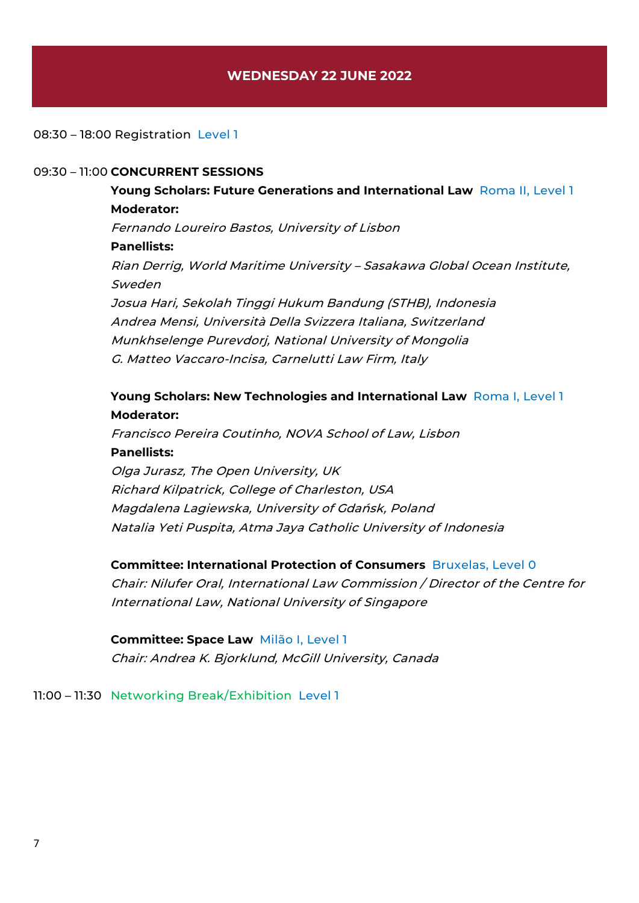## WEDNESDAY 22 JUNE 2022

08:30 – 18:00 Registration Level 1

09:30 – 11:00 **CONCURRENT SESSIONS**

**Young Scholars: Future Generations and International Law** Roma II, Level 1
**Moderator:**
*Fernando Loureiro Bastos, University of Lisbon*
**Panellists:**
*Rian Derrig, World Maritime University – Sasakawa Global Ocean Institute, Sweden*
*Josua Hari, Sekolah Tinggi Hukum Bandung (STHB), Indonesia*
*Andrea Mensi, Università Della Svizzera Italiana, Switzerland*
*Munkhselenge Purevdorj, National University of Mongolia*
*G. Matteo Vaccaro-Incisa, Carnelutti Law Firm, Italy*

**Young Scholars: New Technologies and International Law** Roma I, Level 1
**Moderator:**
*Francisco Pereira Coutinho, NOVA School of Law, Lisbon*
**Panellists:**
*Olga Jurasz, The Open University, UK*
*Richard Kilpatrick, College of Charleston, USA*
*Magdalena Lagiewska, University of Gdańsk, Poland*
*Natalia Yeti Puspita, Atma Jaya Catholic University of Indonesia*

**Committee: International Protection of Consumers** Bruxelas, Level 0
*Chair: Nilufer Oral, International Law Commission / Director of the Centre for International Law, National University of Singapore*

**Committee: Space Law** Milão I, Level 1
*Chair: Andrea K. Bjorklund, McGill University, Canada*

11:00 – 11:30 Networking Break/Exhibition Level 1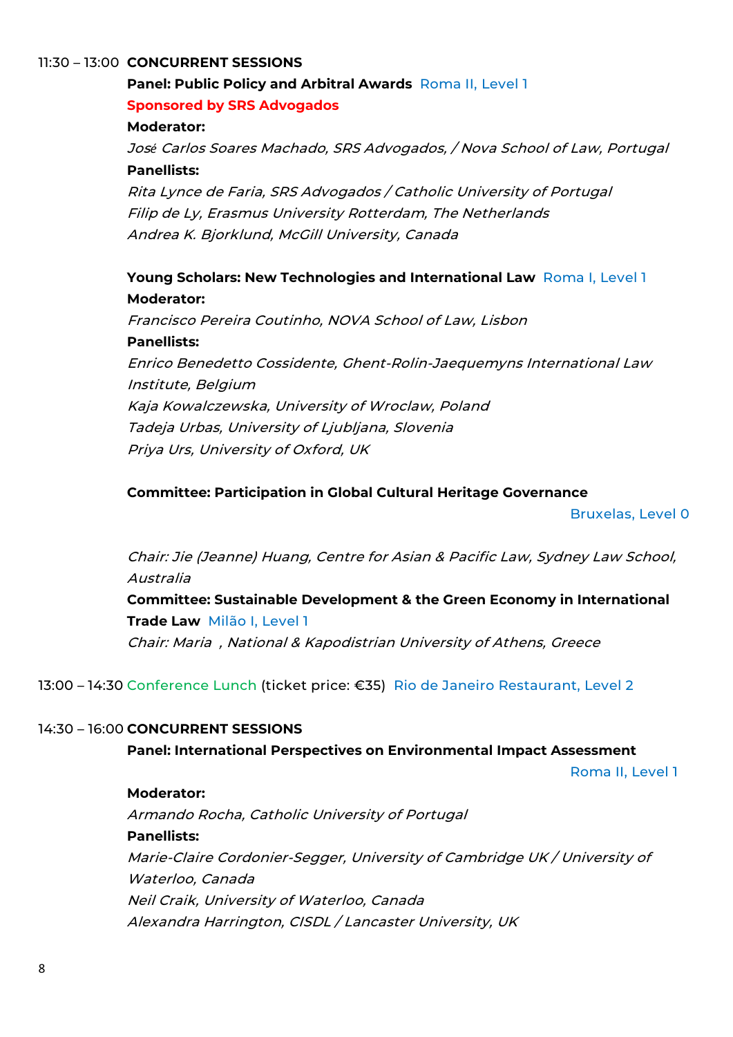11:30 – 13:00 **CONCURRENT SESSIONS**

**Panel: Public Policy and Arbitral Awards** Roma II, Level 1

**Sponsored by SRS Advogados**

**Moderator:**

*José Carlos Soares Machado, SRS Advogados, / Nova School of Law, Portugal*

**Panellists:**

*Rita Lynce de Faria, SRS Advogados / Catholic University of Portugal*
*Filip de Ly, Erasmus University Rotterdam, The Netherlands*
*Andrea K. Bjorklund, McGill University, Canada*

**Young Scholars: New Technologies and International Law** Roma I, Level 1

**Moderator:**

*Francisco Pereira Coutinho, NOVA School of Law, Lisbon*

**Panellists:**

*Enrico Benedetto Cossidente, Ghent-Rolin-Jaequemyns International Law Institute, Belgium*
*Kaja Kowalczewska, University of Wroclaw, Poland*
*Tadeja Urbas, University of Ljubljana, Slovenia*
*Priya Urs, University of Oxford, UK*

**Committee: Participation in Global Cultural Heritage Governance**

Bruxelas, Level 0

*Chair: Jie (Jeanne) Huang, Centre for Asian & Pacific Law, Sydney Law School, Australia*

**Committee: Sustainable Development & the Green Economy in International Trade Law** Milão I, Level 1

*Chair: Maria , National & Kapodistrian University of Athens, Greece*

13:00 – 14:30 Conference Lunch (ticket price: €35) Rio de Janeiro Restaurant, Level 2

14:30 – 16:00 **CONCURRENT SESSIONS**

**Panel: International Perspectives on Environmental Impact Assessment**

Roma II, Level 1

**Moderator:**

*Armando Rocha, Catholic University of Portugal*

**Panellists:**

*Marie-Claire Cordonier-Segger, University of Cambridge UK / University of Waterloo, Canada*
*Neil Craik, University of Waterloo, Canada*
*Alexandra Harrington, CISDL / Lancaster University, UK*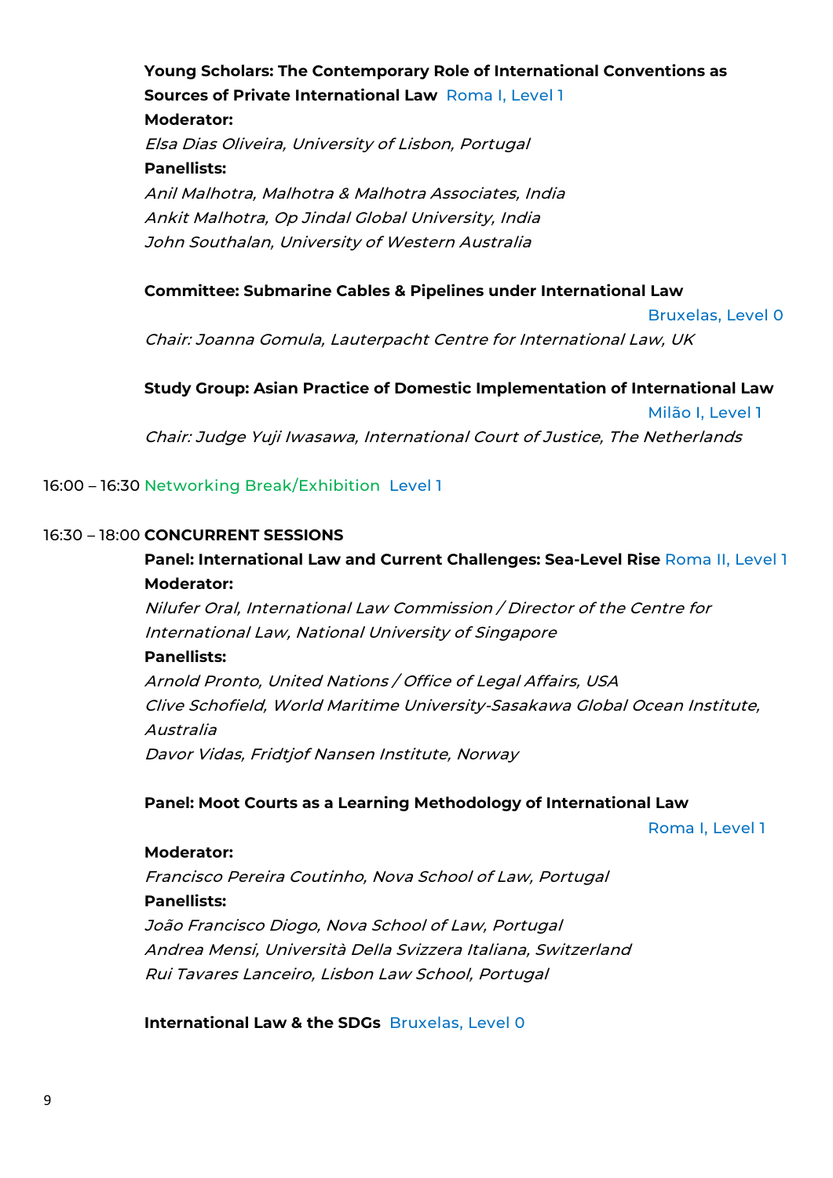**Young Scholars: The Contemporary Role of International Conventions as Sources of Private International Law** Roma I, Level 1

**Moderator:**

*Elsa Dias Oliveira, University of Lisbon, Portugal*

**Panellists:**

*Anil Malhotra, Malhotra & Malhotra Associates, India*

*Ankit Malhotra, Op Jindal Global University, India*

*John Southalan, University of Western Australia*

**Committee: Submarine Cables & Pipelines under International Law** Bruxelas, Level 0

*Chair: Joanna Gomula, Lauterpacht Centre for International Law, UK*

**Study Group: Asian Practice of Domestic Implementation of International Law** Milão I, Level 1

*Chair: Judge Yuji Iwasawa, International Court of Justice, The Netherlands*

16:00 – 16:30 Networking Break/Exhibition Level 1

16:30 – 18:00 **CONCURRENT SESSIONS**

**Panel: International Law and Current Challenges: Sea-Level Rise** Roma II, Level 1

**Moderator:**

*Nilufer Oral, International Law Commission / Director of the Centre for International Law, National University of Singapore*

**Panellists:**

*Arnold Pronto, United Nations / Office of Legal Affairs, USA*

*Clive Schofield, World Maritime University-Sasakawa Global Ocean Institute, Australia*

*Davor Vidas, Fridtjof Nansen Institute, Norway*

**Panel: Moot Courts as a Learning Methodology of International Law** Roma I, Level 1

**Moderator:**

*Francisco Pereira Coutinho, Nova School of Law, Portugal*

**Panellists:**

*João Francisco Diogo, Nova School of Law, Portugal*

*Andrea Mensi, Università Della Svizzera Italiana, Switzerland*

*Rui Tavares Lanceiro, Lisbon Law School, Portugal*

**International Law & the SDGs** Bruxelas, Level 0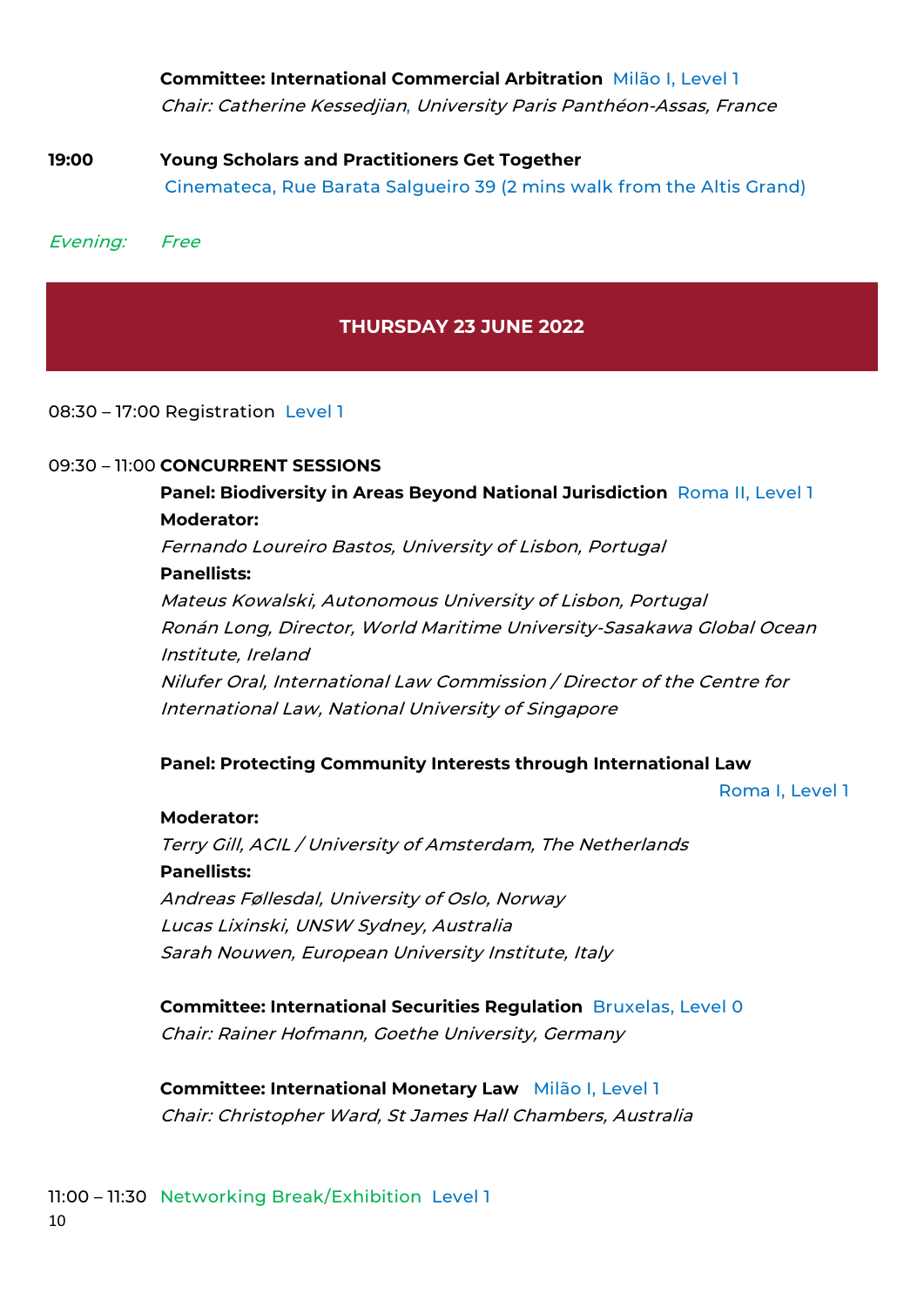**Committee: International Commercial Arbitration** Milão I, Level 1
*Chair: Catherine Kessedjian, University Paris Panthéon-Assas, France*

**19:00** **Young Scholars and Practitioners Get Together**
Cinemateca, Rue Barata Salgueiro 39 (2 mins walk from the Altis Grand)

*Evening:* *Free*

## THURSDAY 23 JUNE 2022

08:30 – 17:00 Registration Level 1

09:30 – 11:00 **CONCURRENT SESSIONS**

**Panel: Biodiversity in Areas Beyond National Jurisdiction** Roma II, Level 1
**Moderator:**
*Fernando Loureiro Bastos, University of Lisbon, Portugal*
**Panellists:**
*Mateus Kowalski, Autonomous University of Lisbon, Portugal*
*Ronán Long, Director, World Maritime University-Sasakawa Global Ocean Institute, Ireland*
*Nilufer Oral, International Law Commission / Director of the Centre for International Law, National University of Singapore*

**Panel: Protecting Community Interests through International Law**
Roma I, Level 1
**Moderator:**
*Terry Gill, ACIL / University of Amsterdam, The Netherlands*
**Panellists:**
*Andreas Føllesdal, University of Oslo, Norway*
*Lucas Lixinski, UNSW Sydney, Australia*
*Sarah Nouwen, European University Institute, Italy*

**Committee: International Securities Regulation** Bruxelas, Level 0
*Chair: Rainer Hofmann, Goethe University, Germany*

**Committee: International Monetary Law** Milão I, Level 1
*Chair: Christopher Ward, St James Hall Chambers, Australia*

11:00 – 11:30 Networking Break/Exhibition Level 1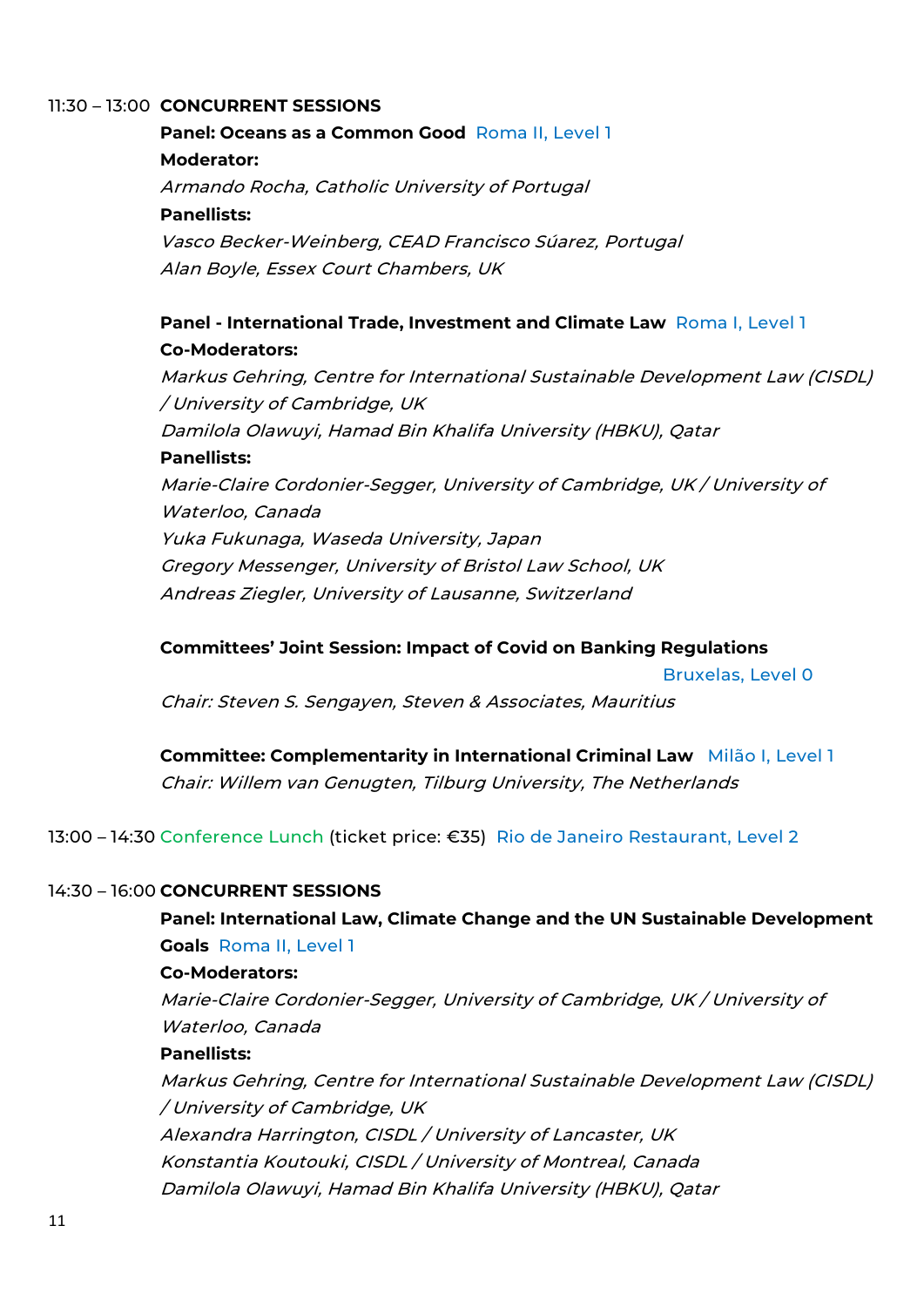11:30 – 13:00 **CONCURRENT SESSIONS**

**Panel: Oceans as a Common Good** Roma II, Level 1

**Moderator:**

*Armando Rocha, Catholic University of Portugal*

**Panellists:**

*Vasco Becker-Weinberg, CEAD Francisco Súarez, Portugal*

*Alan Boyle, Essex Court Chambers, UK*

**Panel - International Trade, Investment and Climate Law** Roma I, Level 1

**Co-Moderators:**

*Markus Gehring, Centre for International Sustainable Development Law (CISDL) / University of Cambridge, UK*

*Damilola Olawuyi, Hamad Bin Khalifa University (HBKU), Qatar*

**Panellists:**

*Marie-Claire Cordonier-Segger, University of Cambridge, UK / University of Waterloo, Canada*

*Yuka Fukunaga, Waseda University, Japan*

*Gregory Messenger, University of Bristol Law School, UK*

*Andreas Ziegler, University of Lausanne, Switzerland*

**Committees' Joint Session: Impact of Covid on Banking Regulations**

Bruxelas, Level 0

*Chair: Steven S. Sengayen, Steven & Associates, Mauritius*

**Committee: Complementarity in International Criminal Law** Milão I, Level 1

*Chair: Willem van Genugten, Tilburg University, The Netherlands*

13:00 – 14:30 Conference Lunch (ticket price: €35) Rio de Janeiro Restaurant, Level 2

14:30 – 16:00 **CONCURRENT SESSIONS**

**Panel: International Law, Climate Change and the UN Sustainable Development Goals** Roma II, Level 1

**Co-Moderators:**

*Marie-Claire Cordonier-Segger, University of Cambridge, UK / University of Waterloo, Canada*

**Panellists:**

*Markus Gehring, Centre for International Sustainable Development Law (CISDL) / University of Cambridge, UK*

*Alexandra Harrington, CISDL / University of Lancaster, UK*

*Konstantia Koutouki, CISDL / University of Montreal, Canada*

*Damilola Olawuyi, Hamad Bin Khalifa University (HBKU), Qatar*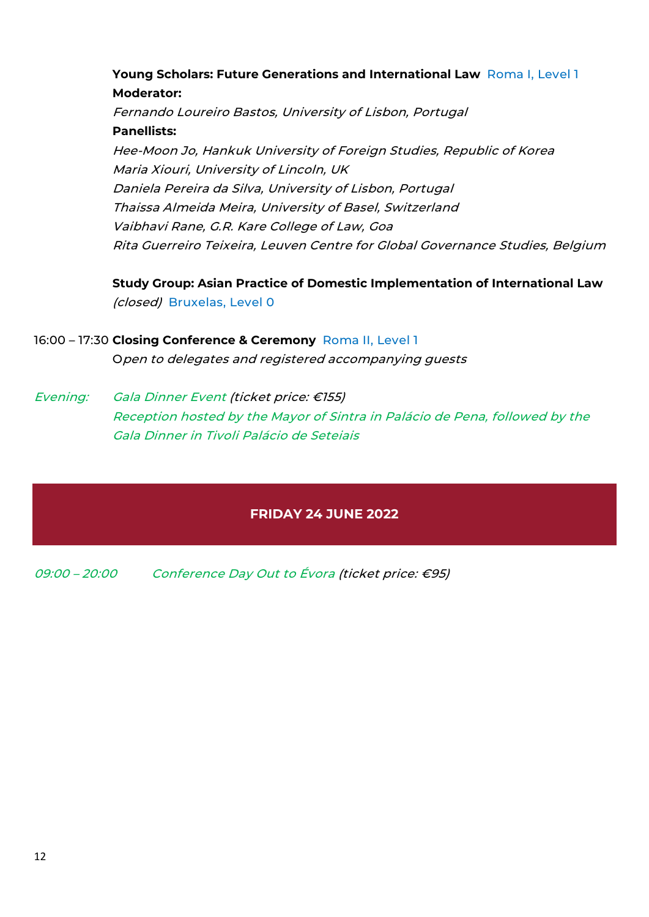**Young Scholars: Future Generations and International Law** Roma I, Level 1

**Moderator:**

*Fernando Loureiro Bastos, University of Lisbon, Portugal*

**Panellists:**

*Hee-Moon Jo, Hankuk University of Foreign Studies, Republic of Korea*
*Maria Xiouri, University of Lincoln, UK*
*Daniela Pereira da Silva, University of Lisbon, Portugal*
*Thaissa Almeida Meira, University of Basel, Switzerland*
*Vaibhavi Rane, G.R. Kare College of Law, Goa*
*Rita Guerreiro Teixeira, Leuven Centre for Global Governance Studies, Belgium*

**Study Group: Asian Practice of Domestic Implementation of International Law** *(closed)* Bruxelas, Level 0

16:00 – 17:30 **Closing Conference & Ceremony** Roma II, Level 1
*Open to delegates and registered accompanying guests*

*Evening:* *Gala Dinner Event (ticket price: €155)*
*Reception hosted by the Mayor of Sintra in Palácio de Pena, followed by the Gala Dinner in Tivoli Palácio de Seteiais*

## FRIDAY 24 JUNE 2022

*09:00 – 20:00* *Conference Day Out to Évora (ticket price: €95)*